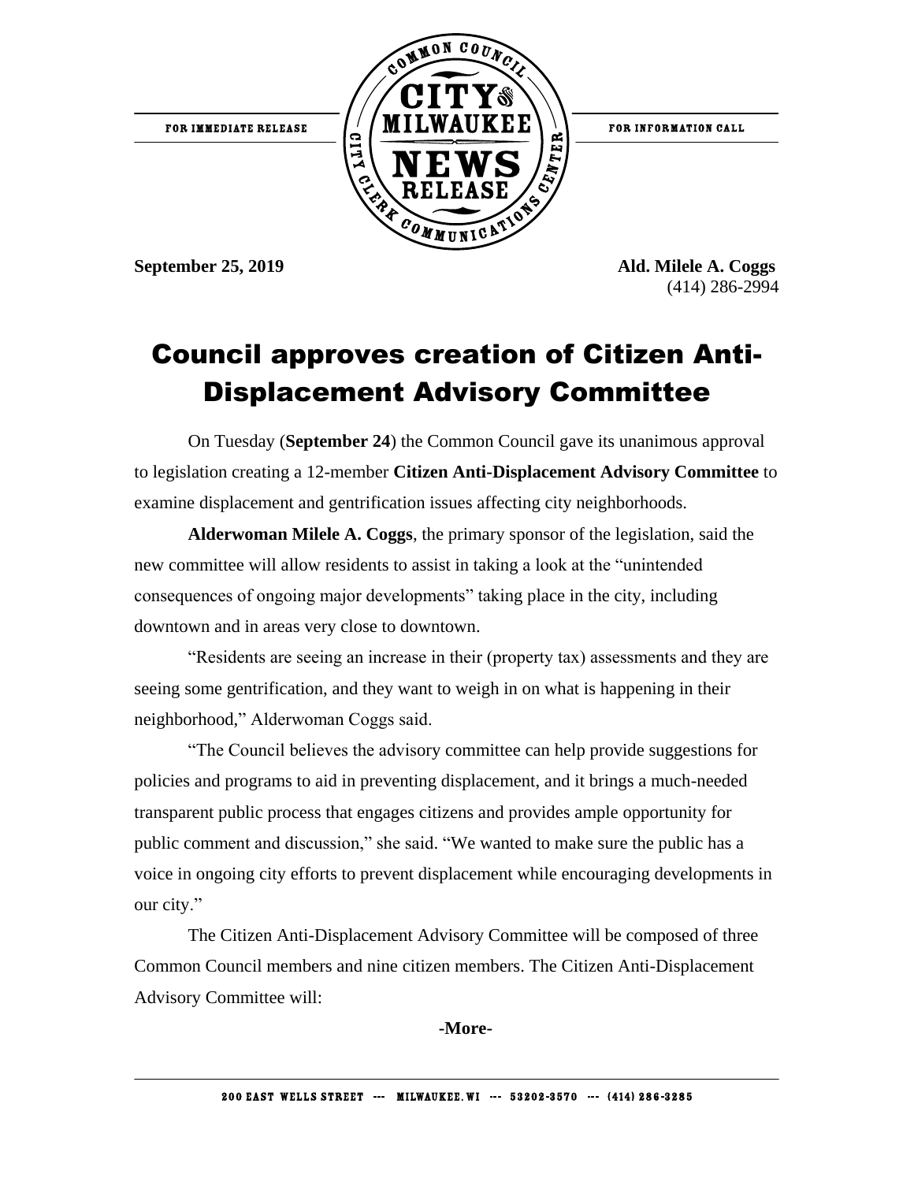FOR IMMEDIATE RELEASE

FOR INFORMATION CALL

**September 25, 2019**

**Ald. Milele A. Coggs**
(414) 286-2994

# Council approves creation of Citizen Anti-Displacement Advisory Committee

On Tuesday (**September 24**) the Common Council gave its unanimous approval to legislation creating a 12-member **Citizen Anti-Displacement Advisory Committee** to examine displacement and gentrification issues affecting city neighborhoods.

**Alderwoman Milele A. Coggs**, the primary sponsor of the legislation, said the new committee will allow residents to assist in taking a look at the "unintended consequences of ongoing major developments" taking place in the city, including downtown and in areas very close to downtown.

"Residents are seeing an increase in their (property tax) assessments and they are seeing some gentrification, and they want to weigh in on what is happening in their neighborhood," Alderwoman Coggs said.

"The Council believes the advisory committee can help provide suggestions for policies and programs to aid in preventing displacement, and it brings a much-needed transparent public process that engages citizens and provides ample opportunity for public comment and discussion," she said. "We wanted to make sure the public has a voice in ongoing city efforts to prevent displacement while encouraging developments in our city."

The Citizen Anti-Displacement Advisory Committee will be composed of three Common Council members and nine citizen members. The Citizen Anti-Displacement Advisory Committee will:

**-More-**

200 EAST WELLS STREET --- MILWAUKEE, WI --- 53202-3570 --- (414) 286-3285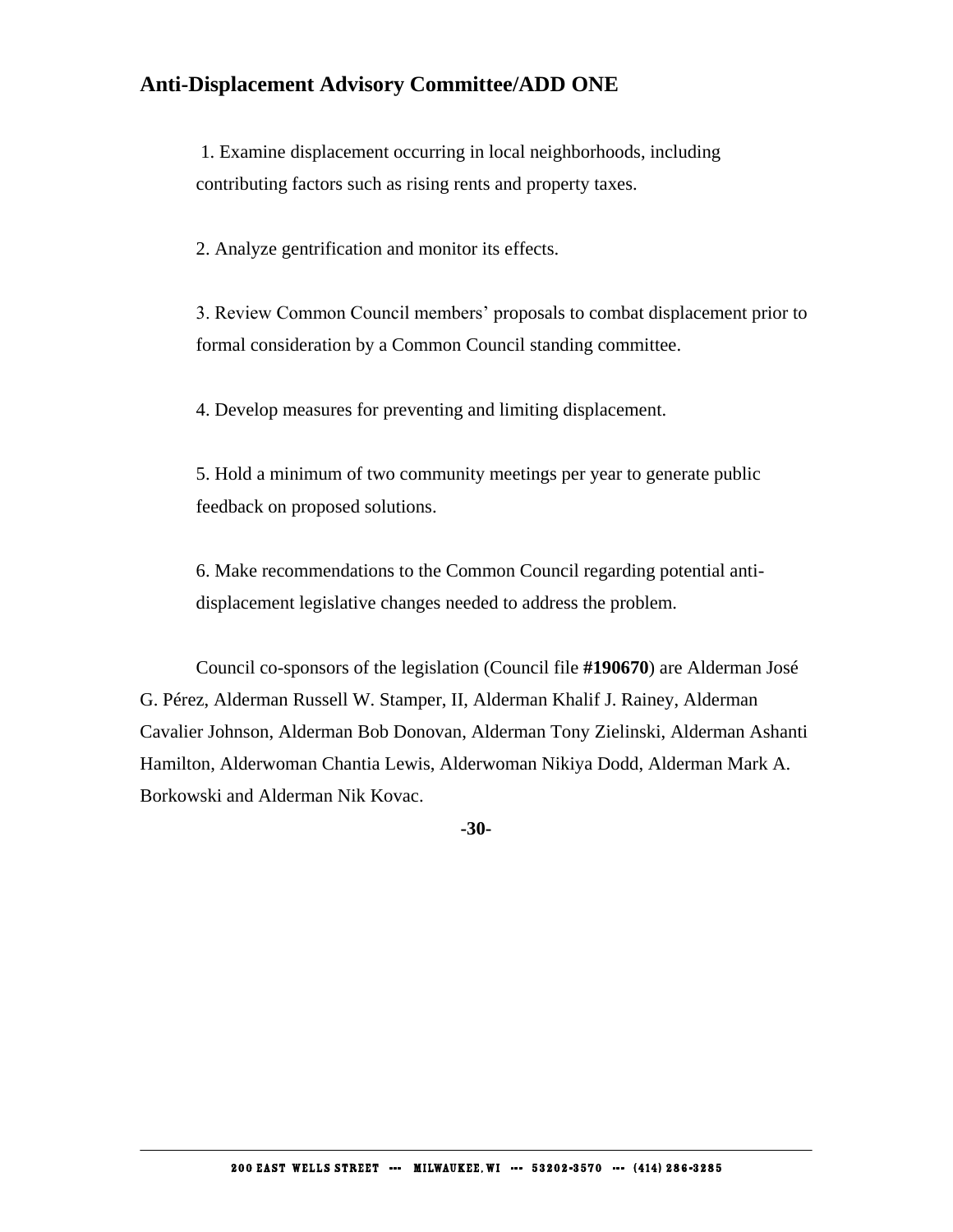**Anti-Displacement Advisory Committee/ADD ONE**

1. Examine displacement occurring in local neighborhoods, including contributing factors such as rising rents and property taxes.

2. Analyze gentrification and monitor its effects.

3. Review Common Council members' proposals to combat displacement prior to formal consideration by a Common Council standing committee.

4. Develop measures for preventing and limiting displacement.

5. Hold a minimum of two community meetings per year to generate public feedback on proposed solutions.

6. Make recommendations to the Common Council regarding potential anti-displacement legislative changes needed to address the problem.

Council co-sponsors of the legislation (Council file **#190670**) are Alderman José G. Pérez, Alderman Russell W. Stamper, II, Alderman Khalif J. Rainey, Alderman Cavalier Johnson, Alderman Bob Donovan, Alderman Tony Zielinski, Alderman Ashanti Hamilton, Alderwoman Chantia Lewis, Alderwoman Nikiya Dodd, Alderman Mark A. Borkowski and Alderman Nik Kovac.

**-30-**

200 EAST WELLS STREET --- MILWAUKEE, WI --- 53202-3570 --- (414) 286-3285